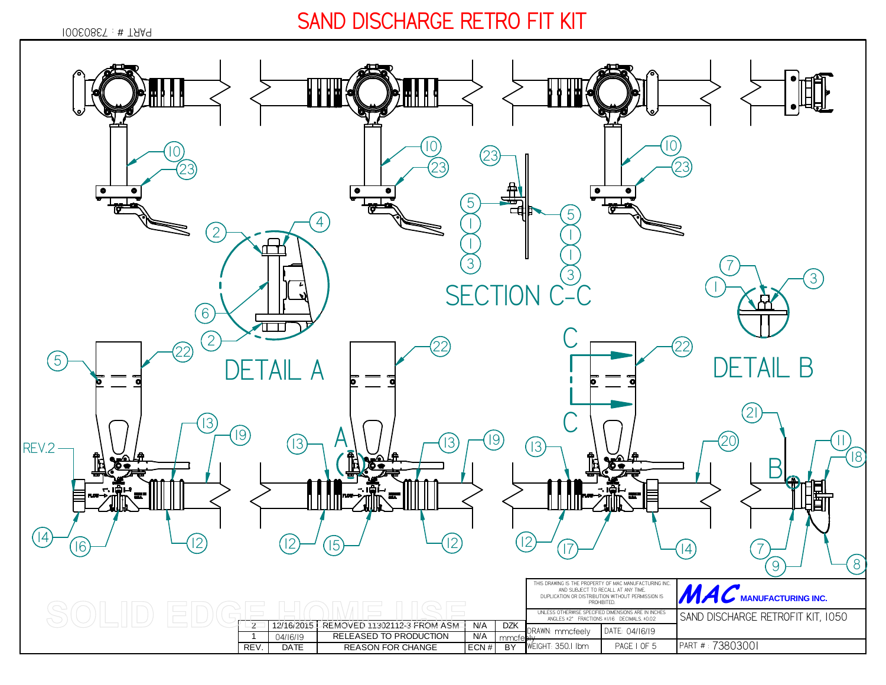# SAND DISCHARGE RETRO FIT KIT

PART # : 73803001

DETAIL A

SECTION C-C

DETAIL B

REV.2

THIS DRAWING IS THE PROPERTY OF MAC MANUFACTURING INC. AND SUBJECT TO RECALL AT ANY TIME. DUPLICATION OR DISTRIBUTION WITHOUT PERMISSION IS PROHIBITED.

UNLESS OTHERWISE SPECIFIED DIMENSIONS ARE IN INCHES ANGLES ±2° FRACTIONS ±1/16 DECIMALS ±0.02

**MAC** MANUFACTURING INC.

SAND DISCHARGE RETROFIT KIT, 1050

| REV. | DATE | REASON FOR CHANGE | ECN # | BY |
|---|---|---|---|---|
| 2 | 12/16/2015 | REMOVED 11302112-3 FROM ASM | N/A | DZK |
| 1 | 04/16/19 | RELEASED TO PRODUCTION | N/A | mmcfeely |

| | |
|---|---|
| DRAWN: mmcfeely | DATE: 04/16/19 |
| WEIGHT: 350.1 lbm | PAGE 1 OF 5 |

PART # : 73803001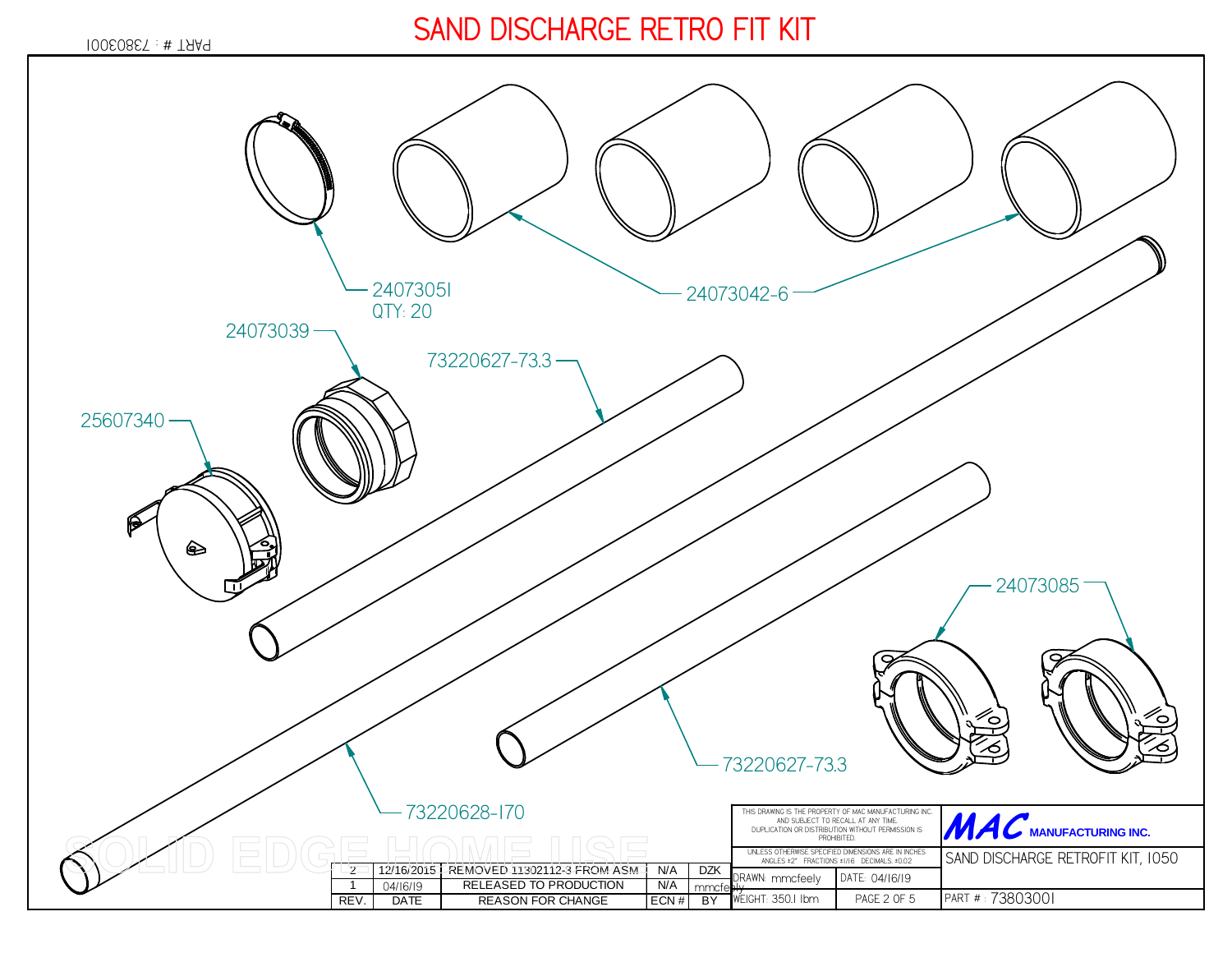# SAND DISCHARGE RETRO FIT KIT

PART # : 73803001

24073051
QTY: 20

24073042-6

24073039

73220627-73.3

25607340

24073085

73220627-73.3

73220628-170

SOLID EDGE HOME USE

| REV. | DATE | REASON FOR CHANGE | ECN # | BY |
|---|---|---|---|---|
| 2 | 12/16/2015 | REMOVED 11302112-3 FROM ASM | N/A | DZK |
| 1 | 04/16/19 | RELEASED TO PRODUCTION | N/A | mmcfeely |

THIS DRAWING IS THE PROPERTY OF MAC MANUFACTURING INC. AND SUBJECT TO RECALL AT ANY TIME. DUPLICATION OR DISTRIBUTION WITHOUT PERMISSION IS PROHIBITED.

UNLESS OTHERWISE SPECIFIED DIMENSIONS ARE IN INCHES
ANGLES ±2° FRACTIONS ±1/16 DECIMALS ±0.02

**MAC MANUFACTURING INC.**

SAND DISCHARGE RETROFIT KIT, 1050

| DRAWN: mmcfeely | DATE: 04/16/19 |
|---|---|
| WEIGHT: 350.1 lbm | PAGE 2 OF 5 |

PART # : 73803001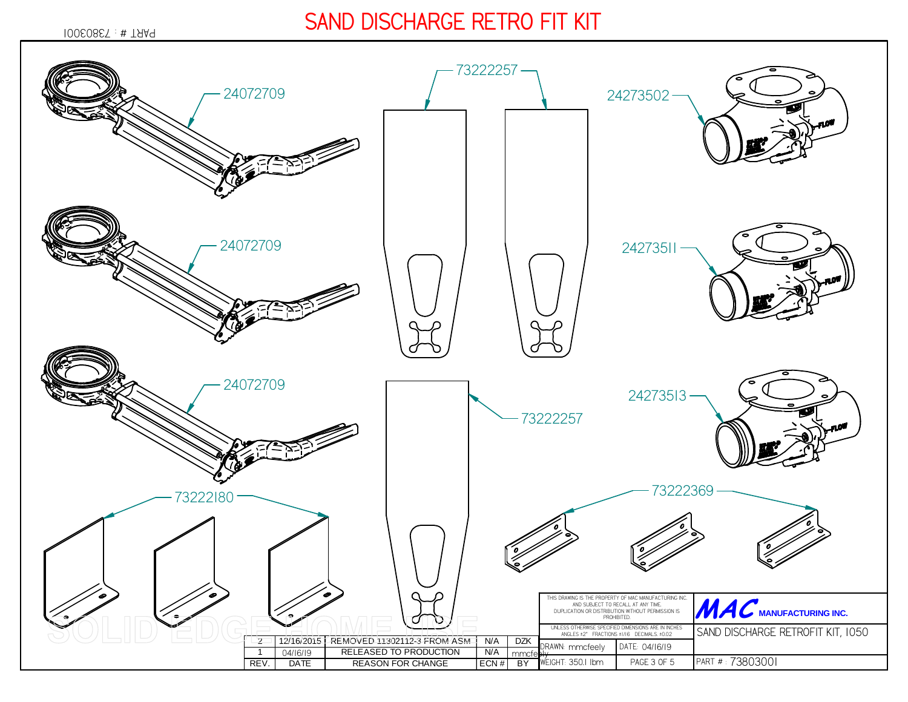# SAND DISCHARGE RETRO FIT KIT

PART # : 73803001

24072709

24072709

24072709

73222257

73222257

24273502

24273511

24273513

73222180

73222369

| REV. | DATE | REASON FOR CHANGE | ECN # | BY |
|---|---|---|---|---|
| 2 | 12/16/2015 | REMOVED 11302112-3 FROM ASM | N/A | DZK |
| 1 | 04/16/19 | RELEASED TO PRODUCTION | N/A | mmcfeely |

THIS DRAWING IS THE PROPERTY OF MAC MANUFACTURING INC. AND SUBJECT TO RECALL AT ANY TIME. DUPLICATION OR DISTRIBUTION WITHOUT PERMISSION IS PROHIBITED.

UNLESS OTHERWISE SPECIFIED DIMENSIONS ARE IN INCHES ANGLES ±2° FRACTIONS ±1/16 DECIMALS ±0.02

MAC MANUFACTURING INC.

SAND DISCHARGE RETROFIT KIT, 1050

| DRAWN: mmcfeely | DATE: 04/16/19 | |
|---|---|---|
| WEIGHT: 350.1 lbm | PAGE 3 OF 5 | PART # : 73803001 |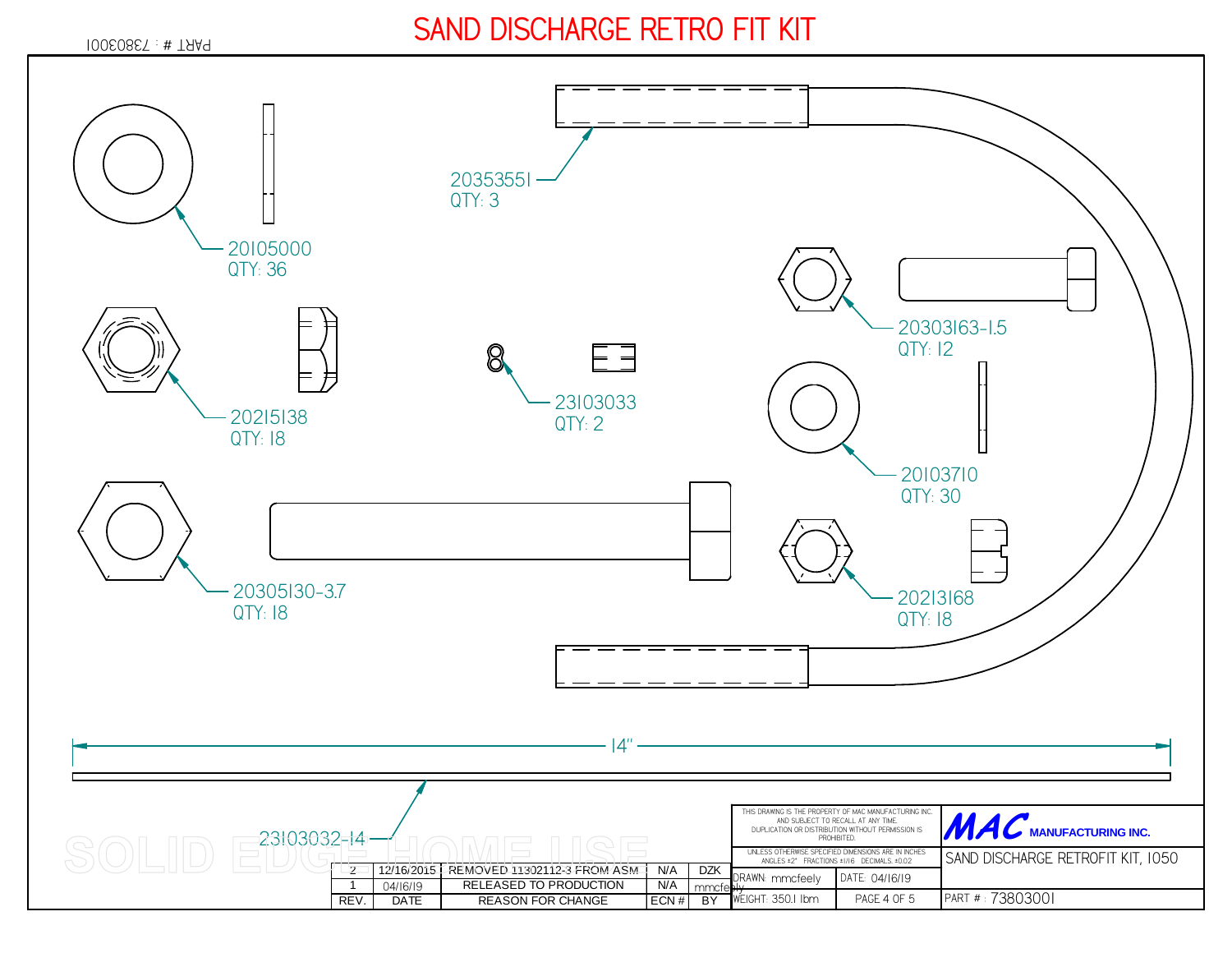# SAND DISCHARGE RETRO FIT KIT

PART # : 73803001

20105000
QTY: 36

20353551
QTY: 3

20303163-1.5
QTY: 12

20215138
QTY: 18

23103033
QTY: 2

20103710
QTY: 30

20305130-3.7
QTY: 18

20213168
QTY: 18

14"

23103032-14

| REV. | DATE | REASON FOR CHANGE | ECN # | BY |
|---|---|---|---|---|
| 2 | 12/16/2015 | REMOVED 11302112-3 FROM ASM | N/A | DZK |
| 1 | 04/16/19 | RELEASED TO PRODUCTION | N/A | mmcfeely |

THIS DRAWING IS THE PROPERTY OF MAC MANUFACTURING INC. AND SUBJECT TO RECALL AT ANY TIME. DUPLICATION OR DISTRIBUTION WITHOUT PERMISSION IS PROHIBITED.

UNLESS OTHERWISE SPECIFIED DIMENSIONS ARE IN INCHES ANGLES ±2° FRACTIONS ±1/16 DECIMALS ±0.02

**MAC MANUFACTURING INC.**

SAND DISCHARGE RETROFIT KIT, 1050

DRAWN: mmcfeely | DATE: 04/16/19

WEIGHT: 350.1 lbm | PAGE 4 OF 5 | PART # : 73803001

SOLID EDGE HOME USE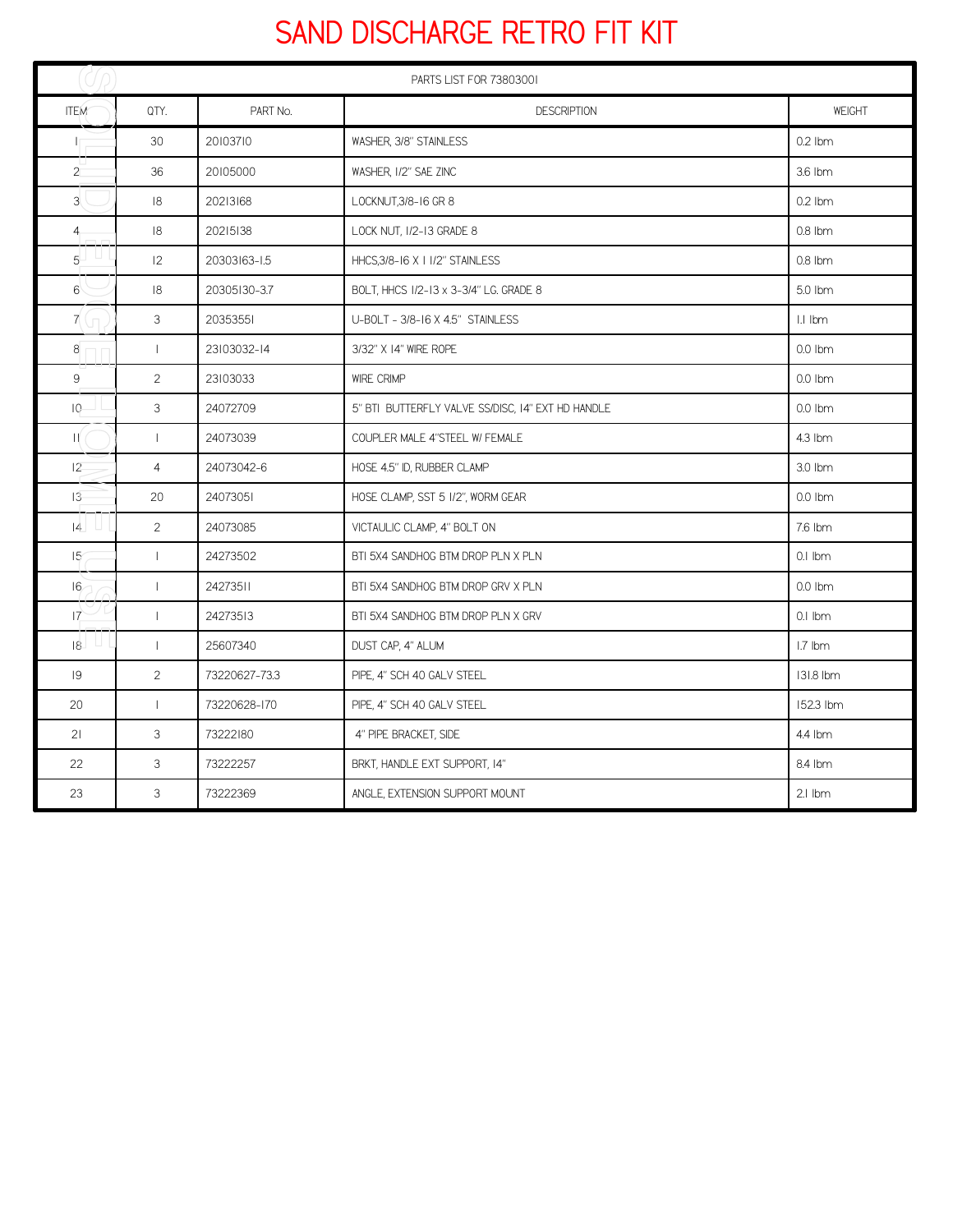# SAND DISCHARGE RETRO FIT KIT

PARTS LIST FOR 73803001

| ITEM | QTY. | PART No. | DESCRIPTION | WEIGHT |
|---|---|---|---|---|
| 1 | 30 | 20103710 | WASHER, 3/8" STAINLESS | 0.2 lbm |
| 2 | 36 | 20105000 | WASHER, 1/2" SAE ZINC | 3.6 lbm |
| 3 | 18 | 20213168 | LOCKNUT,3/8-16 GR 8 | 0.2 lbm |
| 4 | 18 | 20215138 | LOCK NUT, 1/2-13 GRADE 8 | 0.8 lbm |
| 5 | 12 | 20303163-1.5 | HHCS,3/8-16 X 1 1/2" STAINLESS | 0.8 lbm |
| 6 | 18 | 20305130-3.7 | BOLT, HHCS 1/2-13 x 3-3/4" LG. GRADE 8 | 5.0 lbm |
| 7 | 3 | 20353551 | U-BOLT - 3/8-16 X 4.5" STAINLESS | 1.1 lbm |
| 8 | 1 | 23103032-14 | 3/32" X 14" WIRE ROPE | 0.0 lbm |
| 9 | 2 | 23103033 | WIRE CRIMP | 0.0 lbm |
| 10 | 3 | 24072709 | 5" BTI BUTTERFLY VALVE SS/DISC, 14" EXT HD HANDLE | 0.0 lbm |
| 11 | 1 | 24073039 | COUPLER MALE 4"STEEL W/ FEMALE | 4.3 lbm |
| 12 | 4 | 24073042-6 | HOSE 4.5" ID, RUBBER CLAMP | 3.0 lbm |
| 13 | 20 | 24073051 | HOSE CLAMP, SST 5 1/2", WORM GEAR | 0.0 lbm |
| 14 | 2 | 24073085 | VICTAULIC CLAMP, 4" BOLT ON | 7.6 lbm |
| 15 | 1 | 24273502 | BTI 5X4 SANDHOG BTM DROP PLN X PLN | 0.1 lbm |
| 16 | 1 | 24273511 | BTI 5X4 SANDHOG BTM DROP GRV X PLN | 0.0 lbm |
| 17 | 1 | 24273513 | BTI 5X4 SANDHOG BTM DROP PLN X GRV | 0.1 lbm |
| 18 | 1 | 25607340 | DUST CAP, 4" ALUM | 1.7 lbm |
| 19 | 2 | 73220627-73.3 | PIPE, 4" SCH 40 GALV STEEL | 131.8 lbm |
| 20 | 1 | 73220628-170 | PIPE, 4" SCH 40 GALV STEEL | 152.3 lbm |
| 21 | 3 | 73222180 | 4" PIPE BRACKET, SIDE | 4.4 lbm |
| 22 | 3 | 73222257 | BRKT, HANDLE EXT SUPPORT, 14" | 8.4 lbm |
| 23 | 3 | 73222369 | ANGLE, EXTENSION SUPPORT MOUNT | 2.1 lbm |